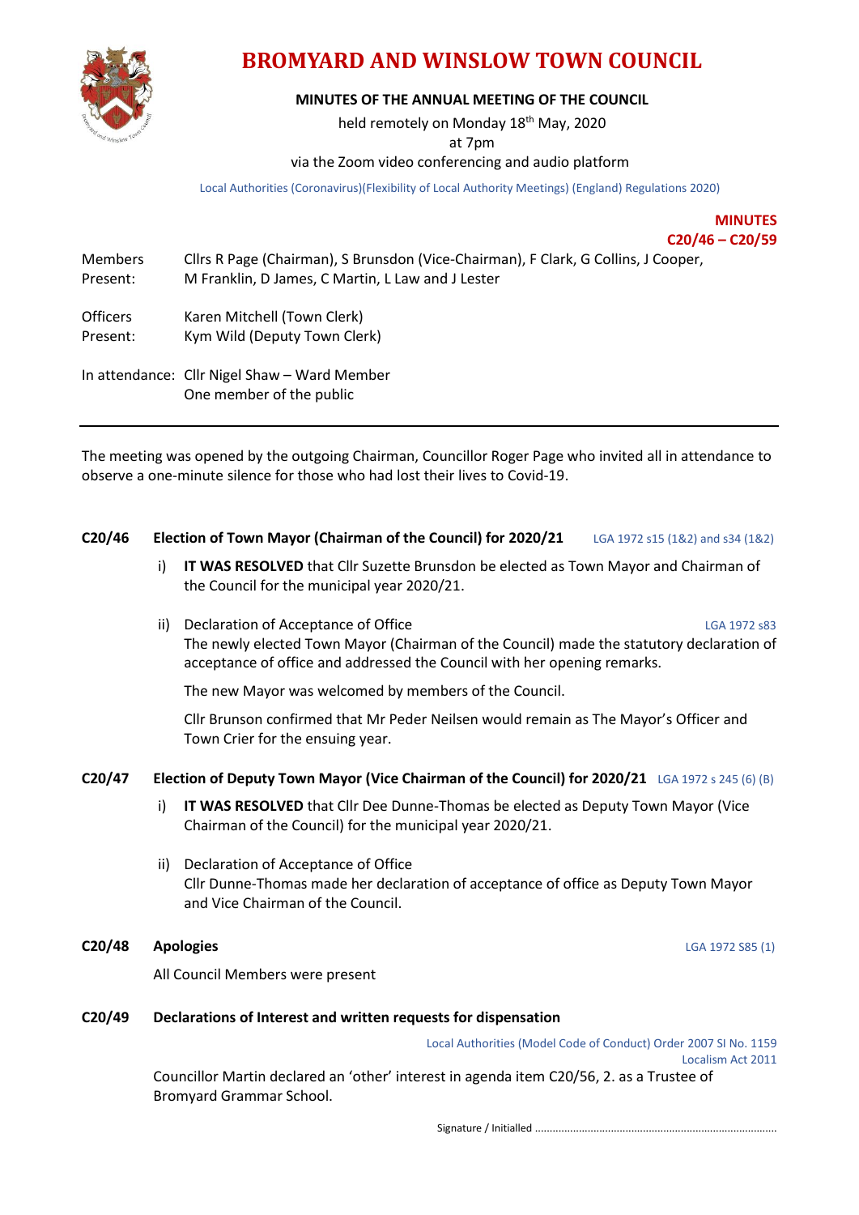# BROMYARD AND WINSLOW TOWN COUNCIL

**MINUTES OF THE ANNUAL MEETING OF THE COUNCIL**

held remotely on Monday 18th May, 2020

at 7pm

via the Zoom video conferencing and audio platform

Local Authorities (Coronavirus)(Flexibility of Local Authority Meetings) (England) Regulations 2020)

**MINUTES**
**C20/46 – C20/59**

Members Present: Cllrs R Page (Chairman), S Brunsdon (Vice-Chairman), F Clark, G Collins, J Cooper, M Franklin, D James, C Martin, L Law and J Lester

Officers Present: Karen Mitchell (Town Clerk)
Kym Wild (Deputy Town Clerk)

In attendance: Cllr Nigel Shaw – Ward Member
One member of the public

---

The meeting was opened by the outgoing Chairman, Councillor Roger Page who invited all in attendance to observe a one-minute silence for those who had lost their lives to Covid-19.

## C20/46 Election of Town Mayor (Chairman of the Council) for 2020/21

LGA 1972 s15 (1&2) and s34 (1&2)

i) **IT WAS RESOLVED** that Cllr Suzette Brunsdon be elected as Town Mayor and Chairman of the Council for the municipal year 2020/21.

ii) Declaration of Acceptance of Office — LGA 1972 s83

The newly elected Town Mayor (Chairman of the Council) made the statutory declaration of acceptance of office and addressed the Council with her opening remarks.

The new Mayor was welcomed by members of the Council.

Cllr Brunson confirmed that Mr Peder Neilsen would remain as The Mayor's Officer and Town Crier for the ensuing year.

## C20/47 Election of Deputy Town Mayor (Vice Chairman of the Council) for 2020/21

LGA 1972 s 245 (6) (B)

i) **IT WAS RESOLVED** that Cllr Dee Dunne-Thomas be elected as Deputy Town Mayor (Vice Chairman of the Council) for the municipal year 2020/21.

ii) Declaration of Acceptance of Office

Cllr Dunne-Thomas made her declaration of acceptance of office as Deputy Town Mayor and Vice Chairman of the Council.

## C20/48 Apologies

LGA 1972 S85 (1)

All Council Members were present

## C20/49 Declarations of Interest and written requests for dispensation

Local Authorities (Model Code of Conduct) Order 2007 SI No. 1159
Localism Act 2011

Councillor Martin declared an 'other' interest in agenda item C20/56, 2. as a Trustee of Bromyard Grammar School.

Signature / Initialled ..................................................................................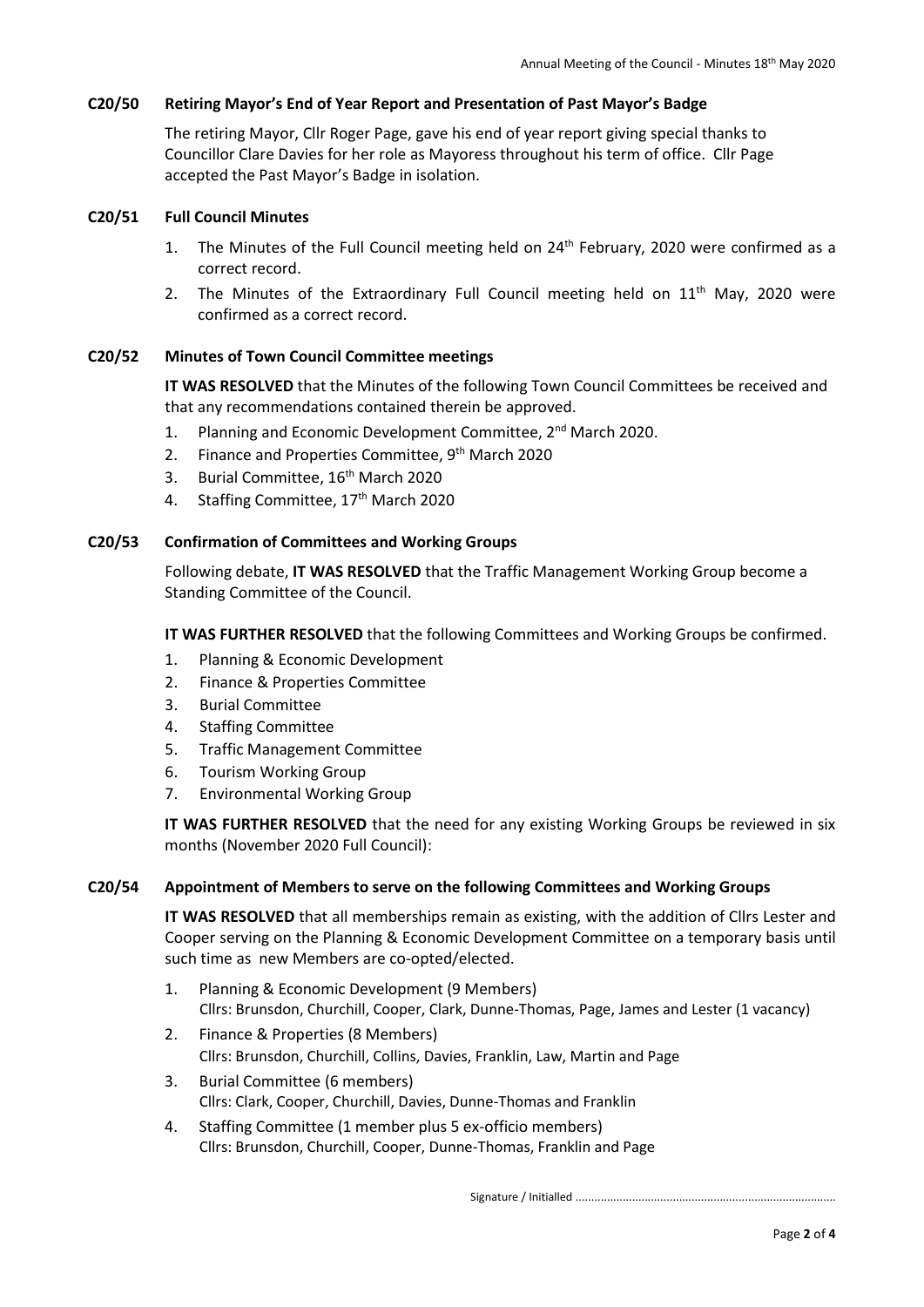**C20/50 Retiring Mayor's End of Year Report and Presentation of Past Mayor's Badge**

The retiring Mayor, Cllr Roger Page, gave his end of year report giving special thanks to Councillor Clare Davies for her role as Mayoress throughout his term of office. Cllr Page accepted the Past Mayor's Badge in isolation.

**C20/51 Full Council Minutes**

1. The Minutes of the Full Council meeting held on 24th February, 2020 were confirmed as a correct record.
2. The Minutes of the Extraordinary Full Council meeting held on 11th May, 2020 were confirmed as a correct record.

**C20/52 Minutes of Town Council Committee meetings**

**IT WAS RESOLVED** that the Minutes of the following Town Council Committees be received and that any recommendations contained therein be approved.

1. Planning and Economic Development Committee, 2nd March 2020.
2. Finance and Properties Committee, 9th March 2020
3. Burial Committee, 16th March 2020
4. Staffing Committee, 17th March 2020

**C20/53 Confirmation of Committees and Working Groups**

Following debate, **IT WAS RESOLVED** that the Traffic Management Working Group become a Standing Committee of the Council.

**IT WAS FURTHER RESOLVED** that the following Committees and Working Groups be confirmed.

1. Planning & Economic Development
2. Finance & Properties Committee
3. Burial Committee
4. Staffing Committee
5. Traffic Management Committee
6. Tourism Working Group
7. Environmental Working Group

**IT WAS FURTHER RESOLVED** that the need for any existing Working Groups be reviewed in six months (November 2020 Full Council):

**C20/54 Appointment of Members to serve on the following Committees and Working Groups**

**IT WAS RESOLVED** that all memberships remain as existing, with the addition of Cllrs Lester and Cooper serving on the Planning & Economic Development Committee on a temporary basis until such time as new Members are co-opted/elected.

1. Planning & Economic Development (9 Members)
   Cllrs: Brunsdon, Churchill, Cooper, Clark, Dunne-Thomas, Page, James and Lester (1 vacancy)
2. Finance & Properties (8 Members)
   Cllrs: Brunsdon, Churchill, Collins, Davies, Franklin, Law, Martin and Page
3. Burial Committee (6 members)
   Cllrs: Clark, Cooper, Churchill, Davies, Dunne-Thomas and Franklin
4. Staffing Committee (1 member plus 5 ex-officio members)
   Cllrs: Brunsdon, Churchill, Cooper, Dunne-Thomas, Franklin and Page

Signature / Initialled ..................................................................................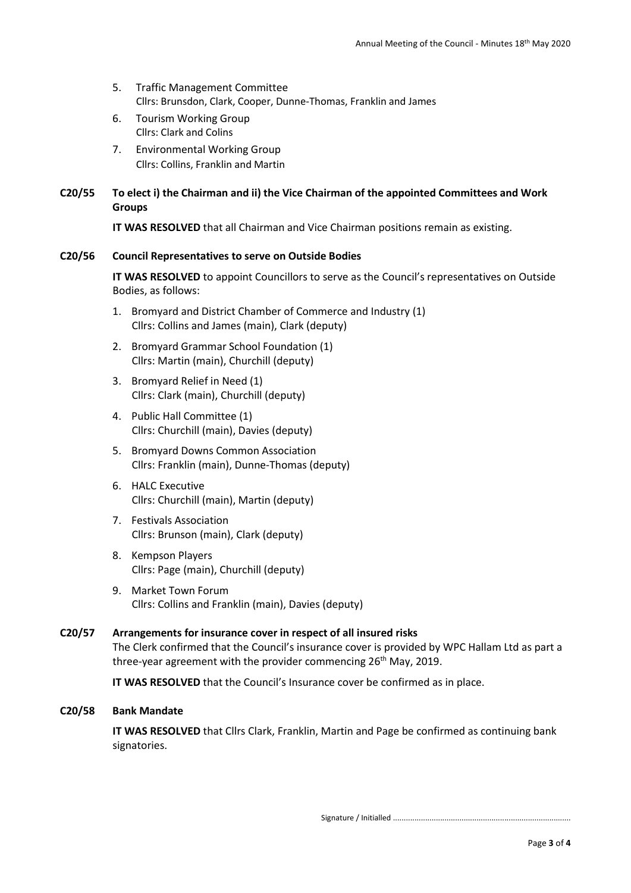5. Traffic Management Committee
   Cllrs: Brunsdon, Clark, Cooper, Dunne-Thomas, Franklin and James
6. Tourism Working Group
   Cllrs: Clark and Colins
7. Environmental Working Group
   Cllrs: Collins, Franklin and Martin

**C20/55 To elect i) the Chairman and ii) the Vice Chairman of the appointed Committees and Work Groups**

**IT WAS RESOLVED** that all Chairman and Vice Chairman positions remain as existing.

**C20/56 Council Representatives to serve on Outside Bodies**

**IT WAS RESOLVED** to appoint Councillors to serve as the Council's representatives on Outside Bodies, as follows:

1. Bromyard and District Chamber of Commerce and Industry (1)
   Cllrs: Collins and James (main), Clark (deputy)
2. Bromyard Grammar School Foundation (1)
   Cllrs: Martin (main), Churchill (deputy)
3. Bromyard Relief in Need (1)
   Cllrs: Clark (main), Churchill (deputy)
4. Public Hall Committee (1)
   Cllrs: Churchill (main), Davies (deputy)
5. Bromyard Downs Common Association
   Cllrs: Franklin (main), Dunne-Thomas (deputy)
6. HALC Executive
   Cllrs: Churchill (main), Martin (deputy)
7. Festivals Association
   Cllrs: Brunson (main), Clark (deputy)
8. Kempson Players
   Cllrs: Page (main), Churchill (deputy)
9. Market Town Forum
   Cllrs: Collins and Franklin (main), Davies (deputy)

**C20/57 Arrangements for insurance cover in respect of all insured risks**

The Clerk confirmed that the Council's insurance cover is provided by WPC Hallam Ltd as part a three-year agreement with the provider commencing 26th May, 2019.

**IT WAS RESOLVED** that the Council's Insurance cover be confirmed as in place.

**C20/58 Bank Mandate**

**IT WAS RESOLVED** that Cllrs Clark, Franklin, Martin and Page be confirmed as continuing bank signatories.

Signature / Initialled ..................................................................................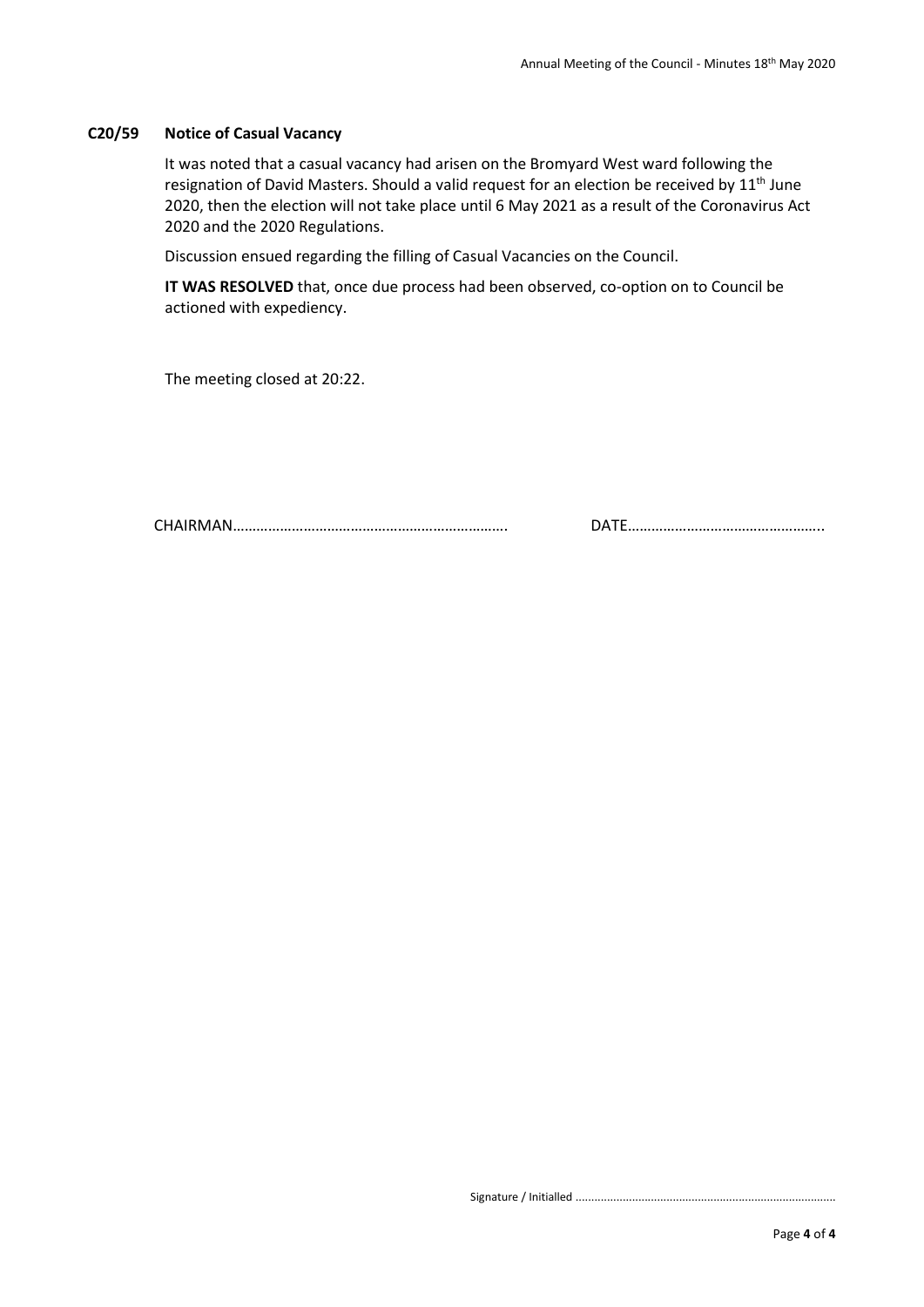### C20/59 Notice of Casual Vacancy

It was noted that a casual vacancy had arisen on the Bromyard West ward following the resignation of David Masters. Should a valid request for an election be received by 11th June 2020, then the election will not take place until 6 May 2021 as a result of the Coronavirus Act 2020 and the 2020 Regulations.

Discussion ensued regarding the filling of Casual Vacancies on the Council.

**IT WAS RESOLVED** that, once due process had been observed, co-option on to Council be actioned with expediency.

The meeting closed at 20:22.

CHAIRMAN……………………………………………………………. DATE…………………………………………..

Signature / Initialled ..................................................................................